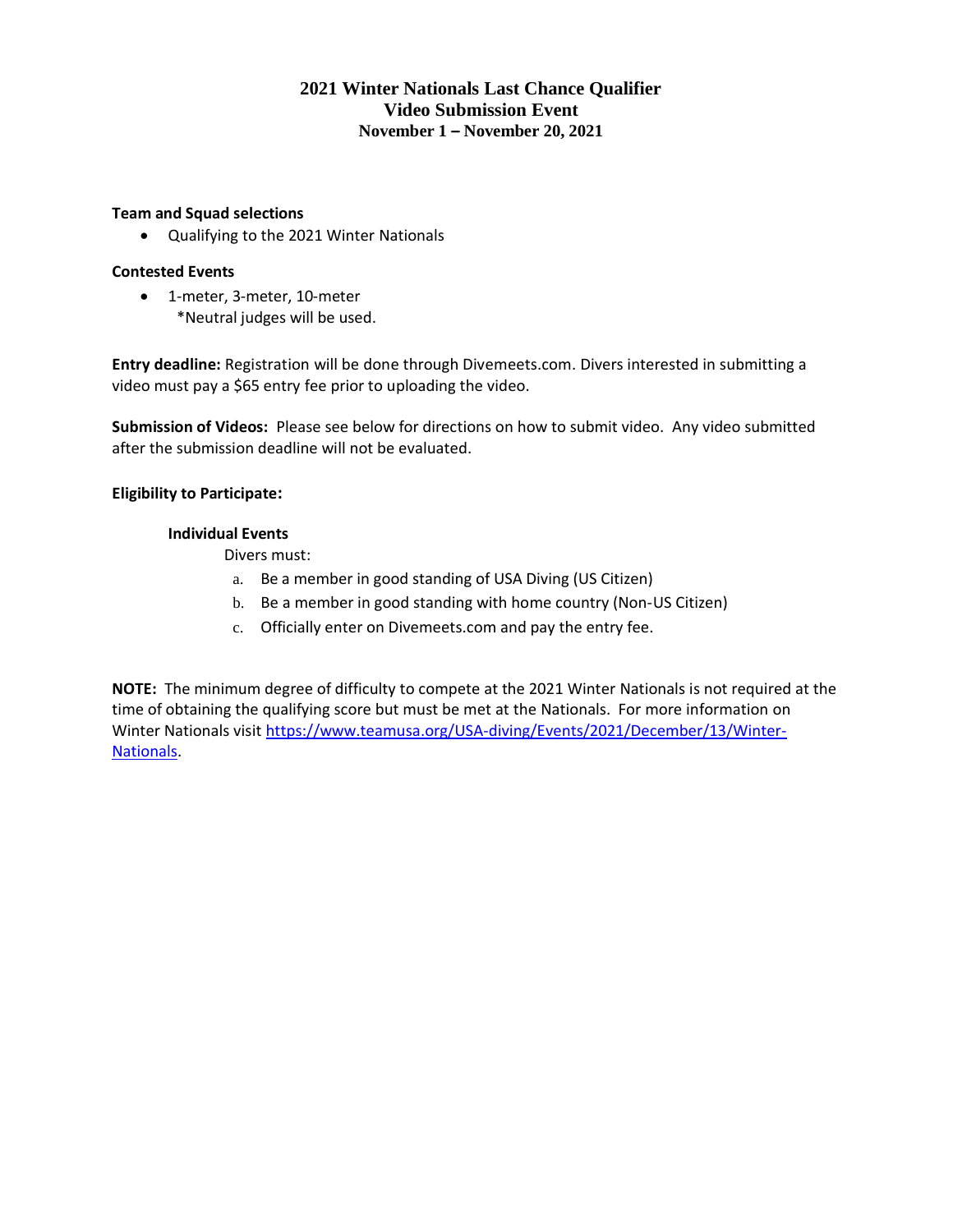# 2021 Winter Nationals Last Chance Qualifier
## Video Submission Event
### November 1 – November 20, 2021

**Team and Squad selections**

- Qualifying to the 2021 Winter Nationals

**Contested Events**

- 1-meter, 3-meter, 10-meter
  *Neutral judges will be used.

**Entry deadline:** Registration will be done through Divemeets.com. Divers interested in submitting a video must pay a $65 entry fee prior to uploading the video.

**Submission of Videos:** Please see below for directions on how to submit video. Any video submitted after the submission deadline will not be evaluated.

**Eligibility to Participate:**

**Individual Events**

Divers must:

a. Be a member in good standing of USA Diving (US Citizen)
b. Be a member in good standing with home country (Non-US Citizen)
c. Officially enter on Divemeets.com and pay the entry fee.

**NOTE:** The minimum degree of difficulty to compete at the 2021 Winter Nationals is not required at the time of obtaining the qualifying score but must be met at the Nationals. For more information on Winter Nationals visit [https://www.teamusa.org/USA-diving/Events/2021/December/13/Winter-Nationals](https://www.teamusa.org/USA-diving/Events/2021/December/13/Winter-Nationals).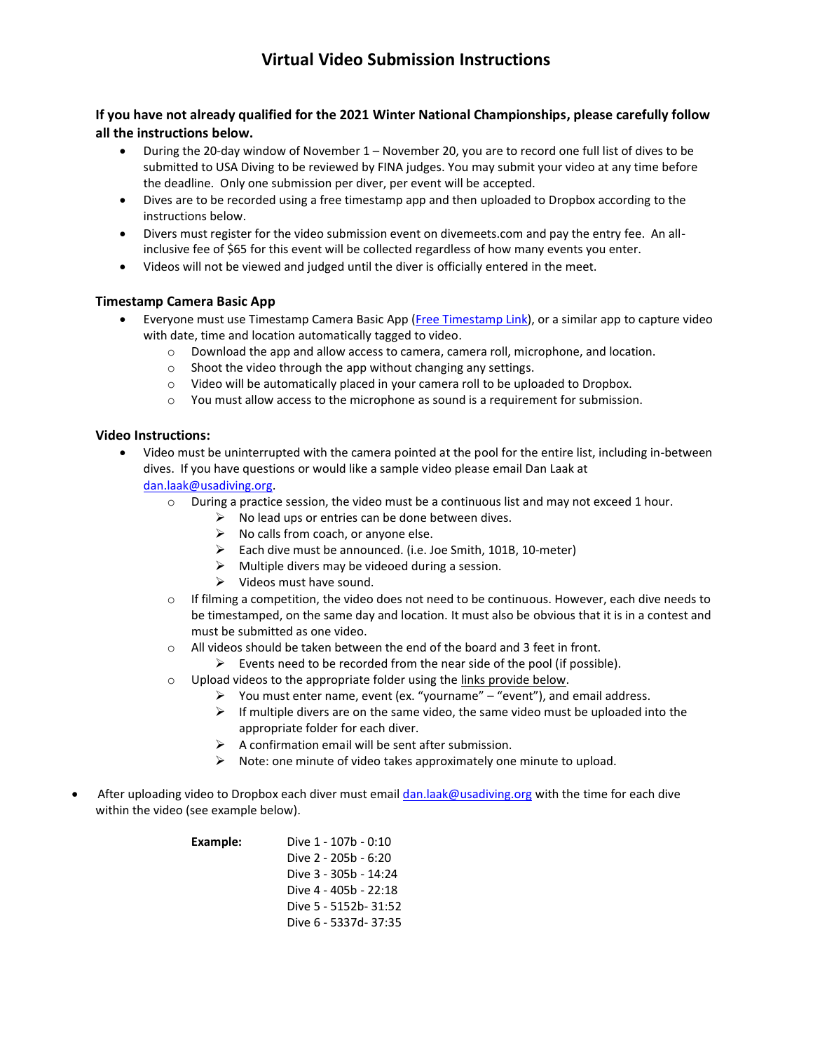// Virtual Video Submission Instructions

**If you have not already qualified for the 2021 Winter National Championships, please carefully follow all the instructions below.**

- During the 20-day window of November 1 – November 20, you are to record one full list of dives to be submitted to USA Diving to be reviewed by FINA judges. You may submit your video at any time before the deadline. Only one submission per diver, per event will be accepted.
- Dives are to be recorded using a free timestamp app and then uploaded to Dropbox according to the instructions below.
- Divers must register for the video submission event on divemeets.com and pay the entry fee. An all-inclusive fee of $65 for this event will be collected regardless of how many events you enter.
- Videos will not be viewed and judged until the diver is officially entered in the meet.

### Timestamp Camera Basic App

- Everyone must use Timestamp Camera Basic App (Free Timestamp Link), or a similar app to capture video with date, time and location automatically tagged to video.
  - Download the app and allow access to camera, camera roll, microphone, and location.
  - Shoot the video through the app without changing any settings.
  - Video will be automatically placed in your camera roll to be uploaded to Dropbox.
  - You must allow access to the microphone as sound is a requirement for submission.

### Video Instructions:

- Video must be uninterrupted with the camera pointed at the pool for the entire list, including in-between dives. If you have questions or would like a sample video please email Dan Laak at dan.laak@usadiving.org.
  - During a practice session, the video must be a continuous list and may not exceed 1 hour.
    - No lead ups or entries can be done between dives.
    - No calls from coach, or anyone else.
    - Each dive must be announced. (i.e. Joe Smith, 101B, 10-meter)
    - Multiple divers may be videoed during a session.
    - Videos must have sound.
  - If filming a competition, the video does not need to be continuous. However, each dive needs to be timestamped, on the same day and location. It must also be obvious that it is in a contest and must be submitted as one video.
  - All videos should be taken between the end of the board and 3 feet in front.
    - Events need to be recorded from the near side of the pool (if possible).
  - Upload videos to the appropriate folder using the links provide below.
    - You must enter name, event (ex. "yourname" – "event"), and email address.
    - If multiple divers are on the same video, the same video must be uploaded into the appropriate folder for each diver.
    - A confirmation email will be sent after submission.
    - Note: one minute of video takes approximately one minute to upload.

- After uploading video to Dropbox each diver must email dan.laak@usadiving.org with the time for each dive within the video (see example below).

**Example:**

Dive 1 - 107b - 0:10
Dive 2 - 205b - 6:20
Dive 3 - 305b - 14:24
Dive 4 - 405b - 22:18
Dive 5 - 5152b- 31:52
Dive 6 - 5337d- 37:35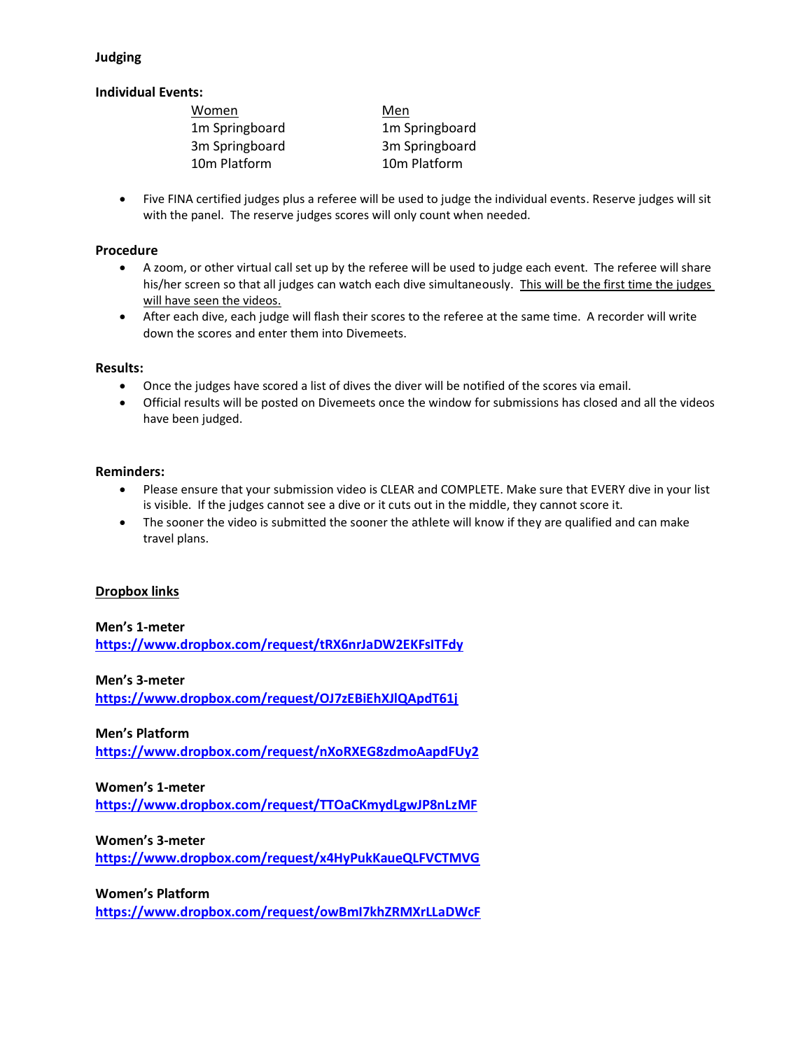**Judging**

**Individual Events:**

| Women | Men |
|---|---|
| 1m Springboard | 1m Springboard |
| 3m Springboard | 3m Springboard |
| 10m Platform | 10m Platform |

- Five FINA certified judges plus a referee will be used to judge the individual events. Reserve judges will sit with the panel. The reserve judges scores will only count when needed.

**Procedure**

- A zoom, or other virtual call set up by the referee will be used to judge each event. The referee will share his/her screen so that all judges can watch each dive simultaneously. This will be the first time the judges will have seen the videos.
- After each dive, each judge will flash their scores to the referee at the same time. A recorder will write down the scores and enter them into Divemeets.

**Results:**

- Once the judges have scored a list of dives the diver will be notified of the scores via email.
- Official results will be posted on Divemeets once the window for submissions has closed and all the videos have been judged.

**Reminders:**

- Please ensure that your submission video is CLEAR and COMPLETE. Make sure that EVERY dive in your list is visible. If the judges cannot see a dive or it cuts out in the middle, they cannot score it.
- The sooner the video is submitted the sooner the athlete will know if they are qualified and can make travel plans.

**Dropbox links**

**Men's 1-meter**
https://www.dropbox.com/request/tRX6nrJaDW2EKFsITFdy

**Men's 3-meter**
https://www.dropbox.com/request/OJ7zEBiEhXJlQApdT61j

**Men's Platform**
https://www.dropbox.com/request/nXoRXEG8zdmoAapdFUy2

**Women's 1-meter**
https://www.dropbox.com/request/TTOaCKmydLgwJP8nLzMF

**Women's 3-meter**
https://www.dropbox.com/request/x4HyPukKaueQLFVCTMVG

**Women's Platform**
https://www.dropbox.com/request/owBmI7khZRMXrLLaDWcF